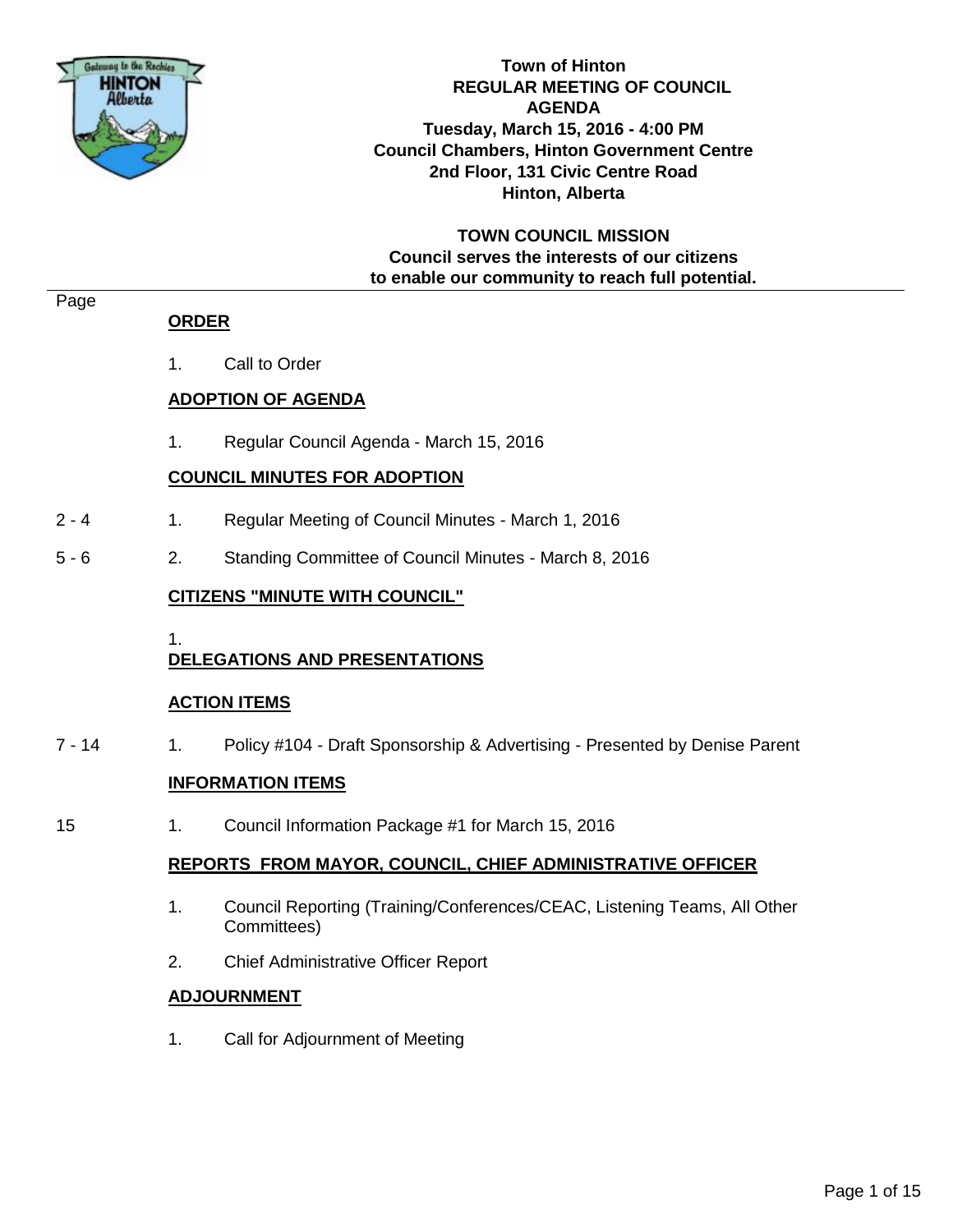# Town of Hinton

## REGULAR MEETING OF COUNCIL

## AGENDA

**Tuesday, March 15, 2016 - 4:00 PM**
**Council Chambers, Hinton Government Centre**
**2nd Floor, 131 Civic Centre Road**
**Hinton, Alberta**

**TOWN COUNCIL MISSION**
**Council serves the interests of our citizens to enable our community to reach full potential.**

| Page | | |
|---|---|---|
| | **ORDER** | |
| | 1. | Call to Order |
| | **ADOPTION OF AGENDA** | |
| | 1. | Regular Council Agenda - March 15, 2016 |
| | **COUNCIL MINUTES FOR ADOPTION** | |
| 2 - 4 | 1. | Regular Meeting of Council Minutes - March 1, 2016 |
| 5 - 6 | 2. | Standing Committee of Council Minutes - March 8, 2016 |
| | **CITIZENS "MINUTE WITH COUNCIL"** | |
| | 1. | |
| | **DELEGATIONS AND PRESENTATIONS** | |
| | **ACTION ITEMS** | |
| 7 - 14 | 1. | Policy #104 - Draft Sponsorship & Advertising - Presented by Denise Parent |
| | **INFORMATION ITEMS** | |
| 15 | 1. | Council Information Package #1 for March 15, 2016 |
| | **REPORTS FROM MAYOR, COUNCIL, CHIEF ADMINISTRATIVE OFFICER** | |
| | 1. | Council Reporting (Training/Conferences/CEAC, Listening Teams, All Other Committees) |
| | 2. | Chief Administrative Officer Report |
| | **ADJOURNMENT** | |
| | 1. | Call for Adjournment of Meeting |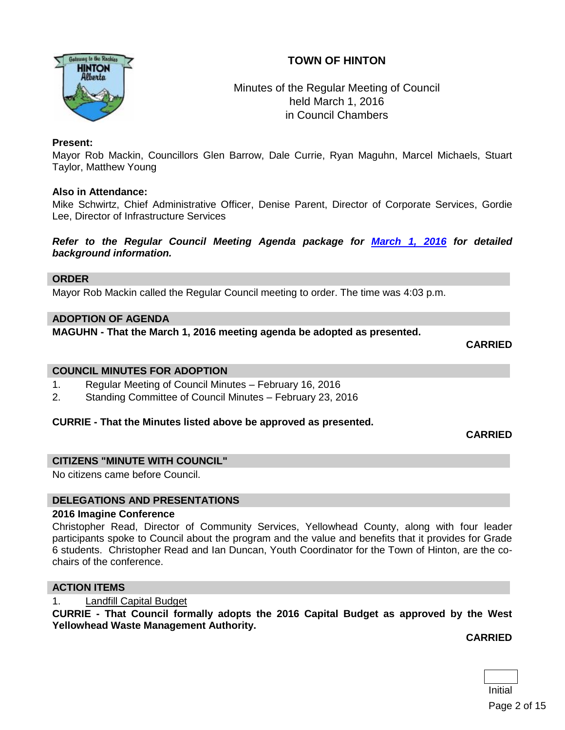# TOWN OF HINTON

Minutes of the Regular Meeting of Council
held March 1, 2016
in Council Chambers

**Present:**
Mayor Rob Mackin, Councillors Glen Barrow, Dale Currie, Ryan Maguhn, Marcel Michaels, Stuart Taylor, Matthew Young

**Also in Attendance:**
Mike Schwirtz, Chief Administrative Officer, Denise Parent, Director of Corporate Services, Gordie Lee, Director of Infrastructure Services

***Refer to the Regular Council Meeting Agenda package for March 1, 2016 for detailed background information.***

## ORDER

Mayor Rob Mackin called the Regular Council meeting to order. The time was 4:03 p.m.

## ADOPTION OF AGENDA

**MAGUHN - That the March 1, 2016 meeting agenda be adopted as presented.**

**CARRIED**

## COUNCIL MINUTES FOR ADOPTION

1. Regular Meeting of Council Minutes – February 16, 2016
2. Standing Committee of Council Minutes – February 23, 2016

**CURRIE - That the Minutes listed above be approved as presented.**

**CARRIED**

## CITIZENS "MINUTE WITH COUNCIL"

No citizens came before Council.

## DELEGATIONS AND PRESENTATIONS

**2016 Imagine Conference**

Christopher Read, Director of Community Services, Yellowhead County, along with four leader participants spoke to Council about the program and the value and benefits that it provides for Grade 6 students. Christopher Read and Ian Duncan, Youth Coordinator for the Town of Hinton, are the co-chairs of the conference.

## ACTION ITEMS

1. Landfill Capital Budget

**CURRIE - That Council formally adopts the 2016 Capital Budget as approved by the West Yellowhead Waste Management Authority.**

**CARRIED**

Initial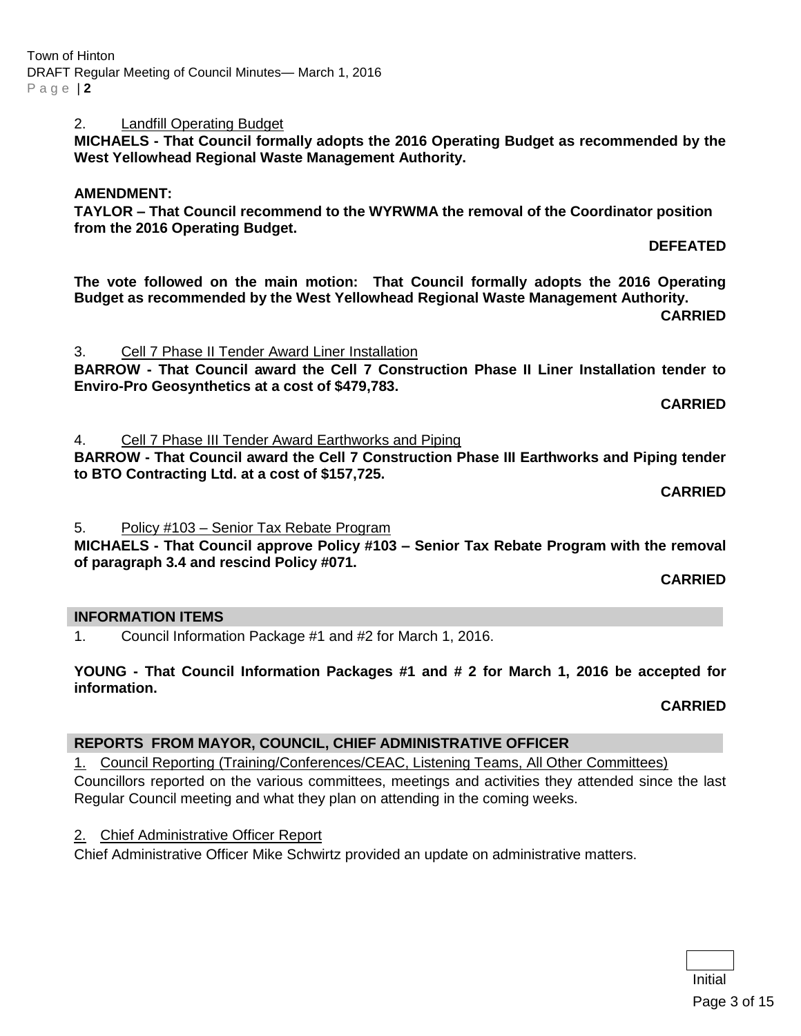2. Landfill Operating Budget

**MICHAELS - That Council formally adopts the 2016 Operating Budget as recommended by the West Yellowhead Regional Waste Management Authority.**

**AMENDMENT:**

**TAYLOR – That Council recommend to the WYRWMA the removal of the Coordinator position from the 2016 Operating Budget.**

**DEFEATED**

**The vote followed on the main motion: That Council formally adopts the 2016 Operating Budget as recommended by the West Yellowhead Regional Waste Management Authority.**

**CARRIED**

3. Cell 7 Phase II Tender Award Liner Installation

**BARROW - That Council award the Cell 7 Construction Phase II Liner Installation tender to Enviro-Pro Geosynthetics at a cost of $479,783.**

**CARRIED**

4. Cell 7 Phase III Tender Award Earthworks and Piping

**BARROW - That Council award the Cell 7 Construction Phase III Earthworks and Piping tender to BTO Contracting Ltd. at a cost of $157,725.**

**CARRIED**

5. Policy #103 – Senior Tax Rebate Program

**MICHAELS - That Council approve Policy #103 – Senior Tax Rebate Program with the removal of paragraph 3.4 and rescind Policy #071.**

**CARRIED**

## INFORMATION ITEMS

1. Council Information Package #1 and #2 for March 1, 2016.

**YOUNG - That Council Information Packages #1 and # 2 for March 1, 2016 be accepted for information.**

**CARRIED**

## REPORTS FROM MAYOR, COUNCIL, CHIEF ADMINISTRATIVE OFFICER

1. Council Reporting (Training/Conferences/CEAC, Listening Teams, All Other Committees)

Councillors reported on the various committees, meetings and activities they attended since the last Regular Council meeting and what they plan on attending in the coming weeks.

2. Chief Administrative Officer Report

Chief Administrative Officer Mike Schwirtz provided an update on administrative matters.

Initial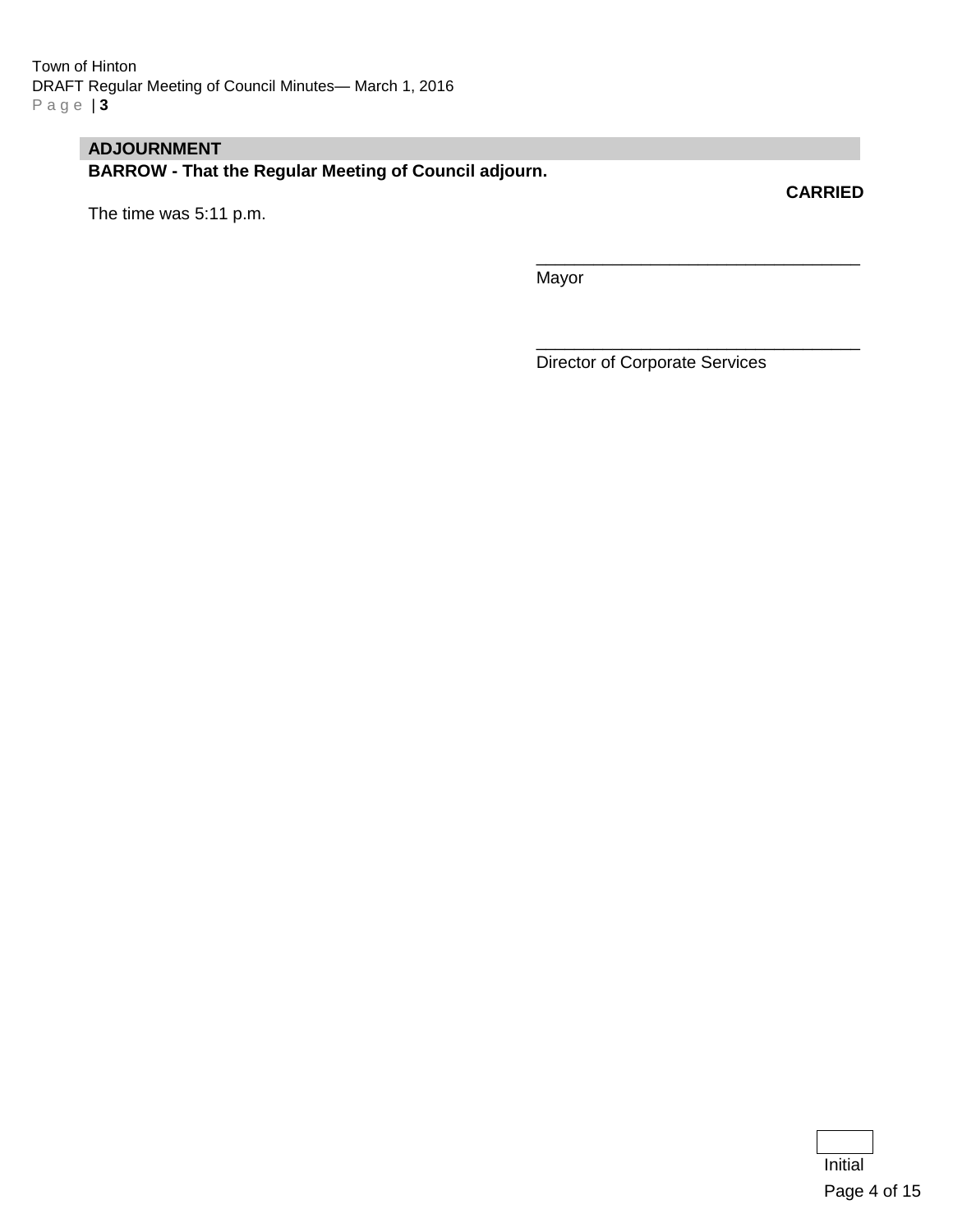## ADJOURNMENT

**BARROW - That the Regular Meeting of Council adjourn.**

**CARRIED**

The time was 5:11 p.m.

\_\_\_\_\_\_\_\_\_\_\_\_\_\_\_\_\_\_\_\_\_\_\_\_\_\_\_\_\_\_\_\_\_\_
Mayor

\_\_\_\_\_\_\_\_\_\_\_\_\_\_\_\_\_\_\_\_\_\_\_\_\_\_\_\_\_\_\_\_\_\_
Director of Corporate Services

Initial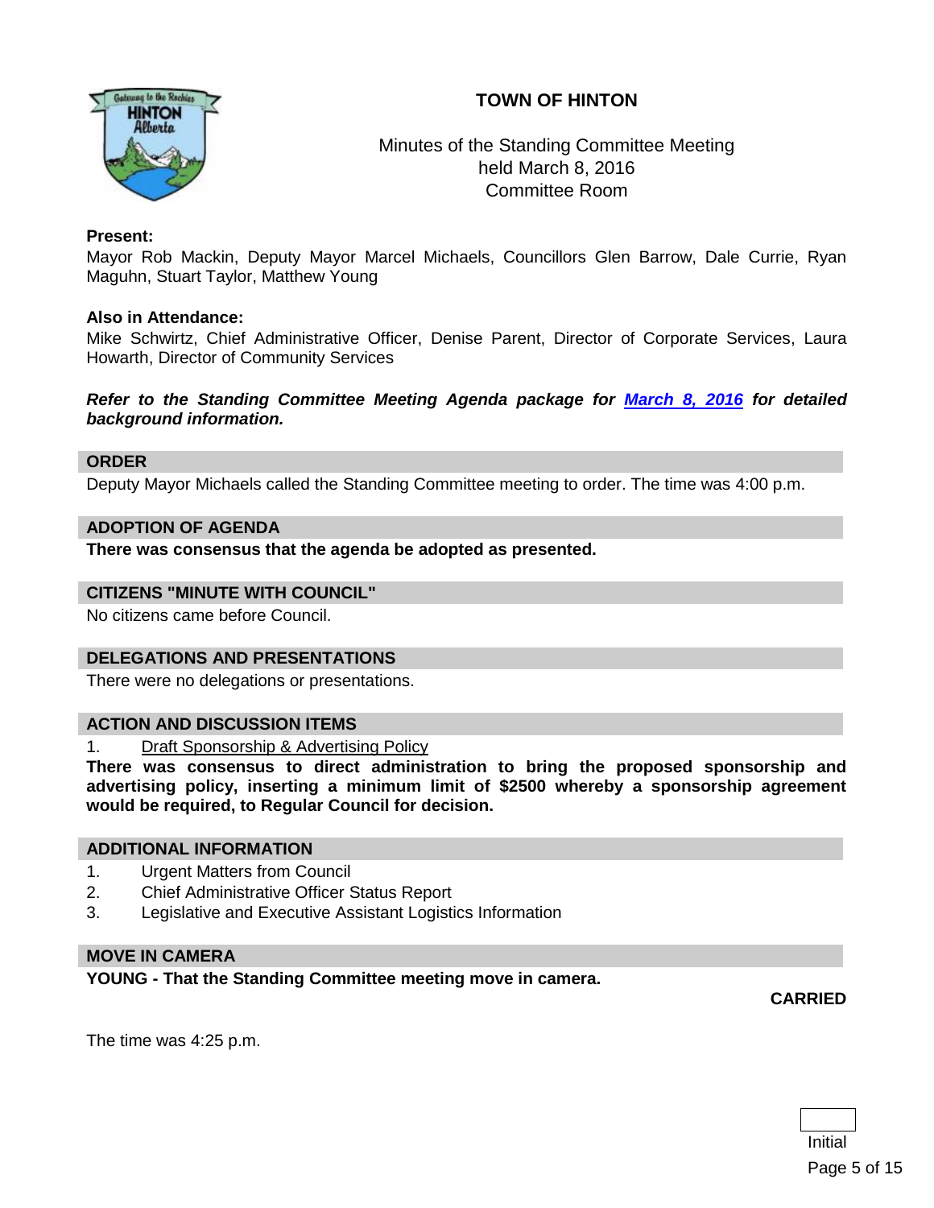# TOWN OF HINTON

Minutes of the Standing Committee Meeting
held March 8, 2016
Committee Room

**Present:**
Mayor Rob Mackin, Deputy Mayor Marcel Michaels, Councillors Glen Barrow, Dale Currie, Ryan Maguhn, Stuart Taylor, Matthew Young

**Also in Attendance:**
Mike Schwirtz, Chief Administrative Officer, Denise Parent, Director of Corporate Services, Laura Howarth, Director of Community Services

***Refer to the Standing Committee Meeting Agenda package for March 8, 2016 for detailed background information.***

## ORDER

Deputy Mayor Michaels called the Standing Committee meeting to order. The time was 4:00 p.m.

## ADOPTION OF AGENDA

**There was consensus that the agenda be adopted as presented.**

## CITIZENS "MINUTE WITH COUNCIL"

No citizens came before Council.

## DELEGATIONS AND PRESENTATIONS

There were no delegations or presentations.

## ACTION AND DISCUSSION ITEMS

1. Draft Sponsorship & Advertising Policy

**There was consensus to direct administration to bring the proposed sponsorship and advertising policy, inserting a minimum limit of $2500 whereby a sponsorship agreement would be required, to Regular Council for decision.**

## ADDITIONAL INFORMATION

1. Urgent Matters from Council
2. Chief Administrative Officer Status Report
3. Legislative and Executive Assistant Logistics Information

## MOVE IN CAMERA

**YOUNG - That the Standing Committee meeting move in camera.**

**CARRIED**

The time was 4:25 p.m.

Initial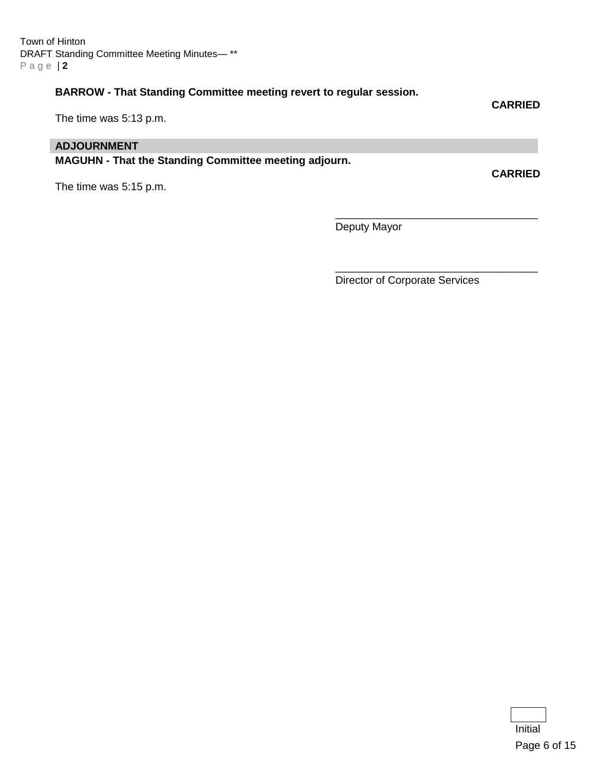**BARROW - That Standing Committee meeting revert to regular session.**

**CARRIED**

The time was 5:13 p.m.

## ADJOURNMENT

**MAGUHN - That the Standing Committee meeting adjourn.**

**CARRIED**

The time was 5:15 p.m.

\_\_\_\_\_\_\_\_\_\_\_\_\_\_\_\_\_\_\_\_\_\_\_\_\_\_\_\_\_\_\_\_\_\_\_
Deputy Mayor

\_\_\_\_\_\_\_\_\_\_\_\_\_\_\_\_\_\_\_\_\_\_\_\_\_\_\_\_\_\_\_\_\_\_\_
Director of Corporate Services

Initial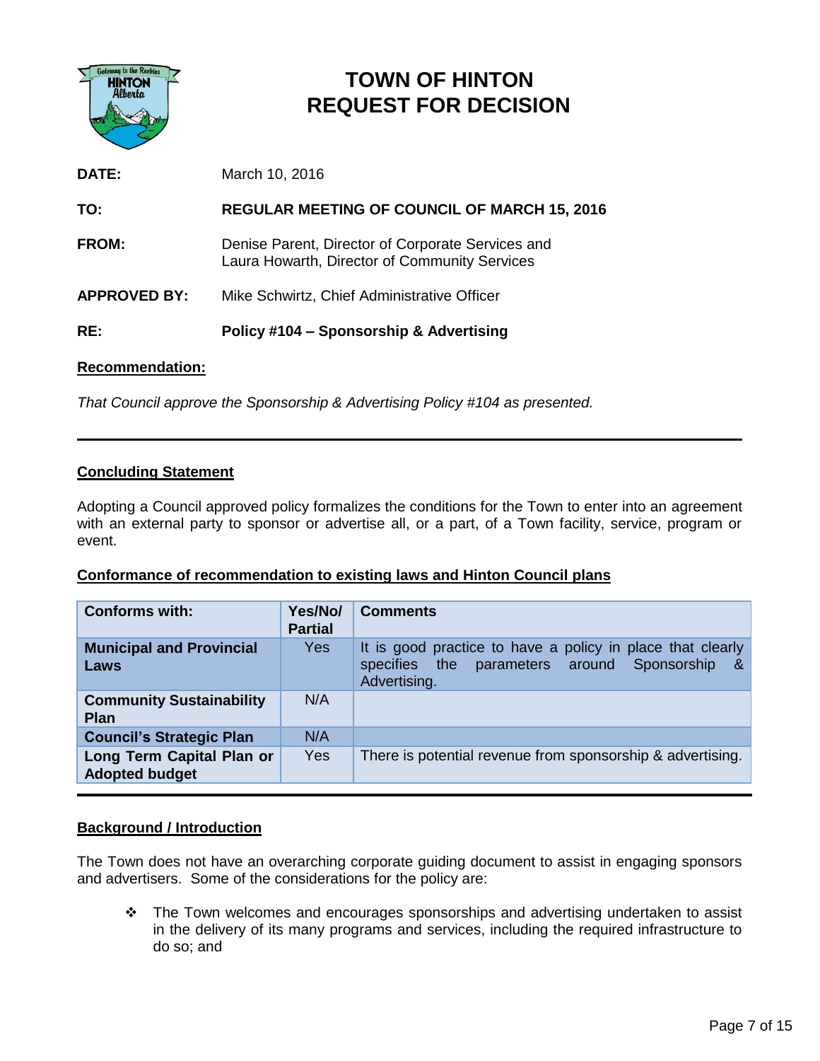# TOWN OF HINTON
# REQUEST FOR DECISION

**DATE:** March 10, 2016

**TO:** **REGULAR MEETING OF COUNCIL OF MARCH 15, 2016**

**FROM:** Denise Parent, Director of Corporate Services and Laura Howarth, Director of Community Services

**APPROVED BY:** Mike Schwirtz, Chief Administrative Officer

**RE:** **Policy #104 – Sponsorship & Advertising**

**Recommendation:**

*That Council approve the Sponsorship & Advertising Policy #104 as presented.*

---

**Concluding Statement**

Adopting a Council approved policy formalizes the conditions for the Town to enter into an agreement with an external party to sponsor or advertise all, or a part, of a Town facility, service, program or event.

**Conformance of recommendation to existing laws and Hinton Council plans**

| Conforms with: | Yes/No/ Partial | Comments |
|---|---|---|
| **Municipal and Provincial Laws** | Yes | It is good practice to have a policy in place that clearly specifies the parameters around Sponsorship & Advertising. |
| **Community Sustainability Plan** | N/A | |
| **Council's Strategic Plan** | N/A | |
| **Long Term Capital Plan or Adopted budget** | Yes | There is potential revenue from sponsorship & advertising. |

---

**Background / Introduction**

The Town does not have an overarching corporate guiding document to assist in engaging sponsors and advertisers. Some of the considerations for the policy are:

- The Town welcomes and encourages sponsorships and advertising undertaken to assist in the delivery of its many programs and services, including the required infrastructure to do so; and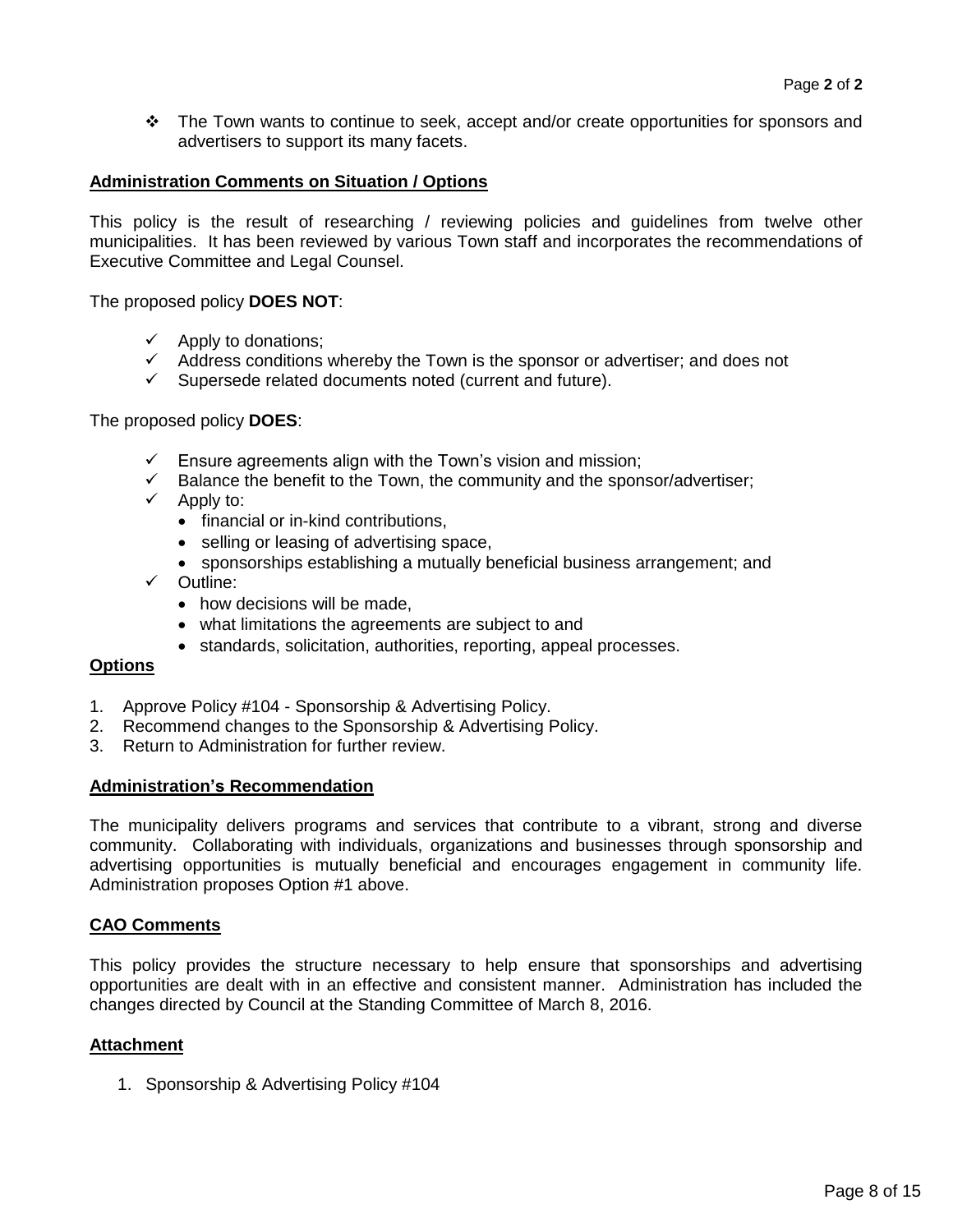- The Town wants to continue to seek, accept and/or create opportunities for sponsors and advertisers to support its many facets.

**Administration Comments on Situation / Options**

This policy is the result of researching / reviewing policies and guidelines from twelve other municipalities. It has been reviewed by various Town staff and incorporates the recommendations of Executive Committee and Legal Counsel.

The proposed policy **DOES NOT**:

- ✓ Apply to donations;
- ✓ Address conditions whereby the Town is the sponsor or advertiser; and does not
- ✓ Supersede related documents noted (current and future).

The proposed policy **DOES**:

- ✓ Ensure agreements align with the Town's vision and mission;
- ✓ Balance the benefit to the Town, the community and the sponsor/advertiser;
- ✓ Apply to:
  - financial or in-kind contributions,
  - selling or leasing of advertising space,
  - sponsorships establishing a mutually beneficial business arrangement; and
- ✓ Outline:
  - how decisions will be made,
  - what limitations the agreements are subject to and
  - standards, solicitation, authorities, reporting, appeal processes.

**Options**

1. Approve Policy #104 - Sponsorship & Advertising Policy.
2. Recommend changes to the Sponsorship & Advertising Policy.
3. Return to Administration for further review.

**Administration's Recommendation**

The municipality delivers programs and services that contribute to a vibrant, strong and diverse community. Collaborating with individuals, organizations and businesses through sponsorship and advertising opportunities is mutually beneficial and encourages engagement in community life. Administration proposes Option #1 above.

**CAO Comments**

This policy provides the structure necessary to help ensure that sponsorships and advertising opportunities are dealt with in an effective and consistent manner. Administration has included the changes directed by Council at the Standing Committee of March 8, 2016.

**Attachment**

1. Sponsorship & Advertising Policy #104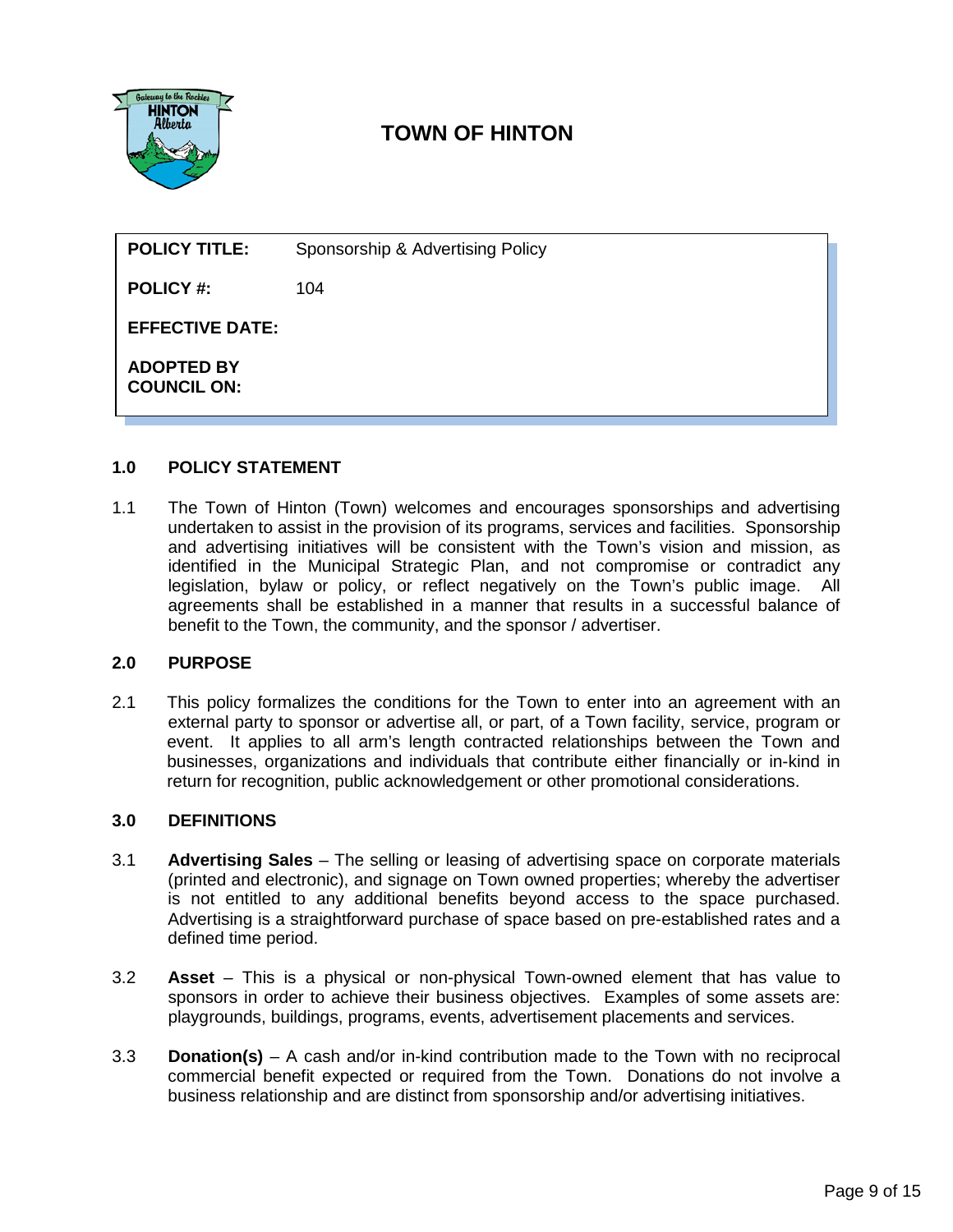# TOWN OF HINTON

| | |
|---|---|
| **POLICY TITLE:** | Sponsorship & Advertising Policy |
| **POLICY #:** | 104 |
| **EFFECTIVE DATE:** | |
| **ADOPTED BY COUNCIL ON:** | |

## 1.0 POLICY STATEMENT

1.1 The Town of Hinton (Town) welcomes and encourages sponsorships and advertising undertaken to assist in the provision of its programs, services and facilities. Sponsorship and advertising initiatives will be consistent with the Town's vision and mission, as identified in the Municipal Strategic Plan, and not compromise or contradict any legislation, bylaw or policy, or reflect negatively on the Town's public image. All agreements shall be established in a manner that results in a successful balance of benefit to the Town, the community, and the sponsor / advertiser.

## 2.0 PURPOSE

2.1 This policy formalizes the conditions for the Town to enter into an agreement with an external party to sponsor or advertise all, or part, of a Town facility, service, program or event. It applies to all arm's length contracted relationships between the Town and businesses, organizations and individuals that contribute either financially or in-kind in return for recognition, public acknowledgement or other promotional considerations.

## 3.0 DEFINITIONS

3.1 **Advertising Sales** – The selling or leasing of advertising space on corporate materials (printed and electronic), and signage on Town owned properties; whereby the advertiser is not entitled to any additional benefits beyond access to the space purchased. Advertising is a straightforward purchase of space based on pre-established rates and a defined time period.

3.2 **Asset** – This is a physical or non-physical Town-owned element that has value to sponsors in order to achieve their business objectives. Examples of some assets are: playgrounds, buildings, programs, events, advertisement placements and services.

3.3 **Donation(s)** – A cash and/or in-kind contribution made to the Town with no reciprocal commercial benefit expected or required from the Town. Donations do not involve a business relationship and are distinct from sponsorship and/or advertising initiatives.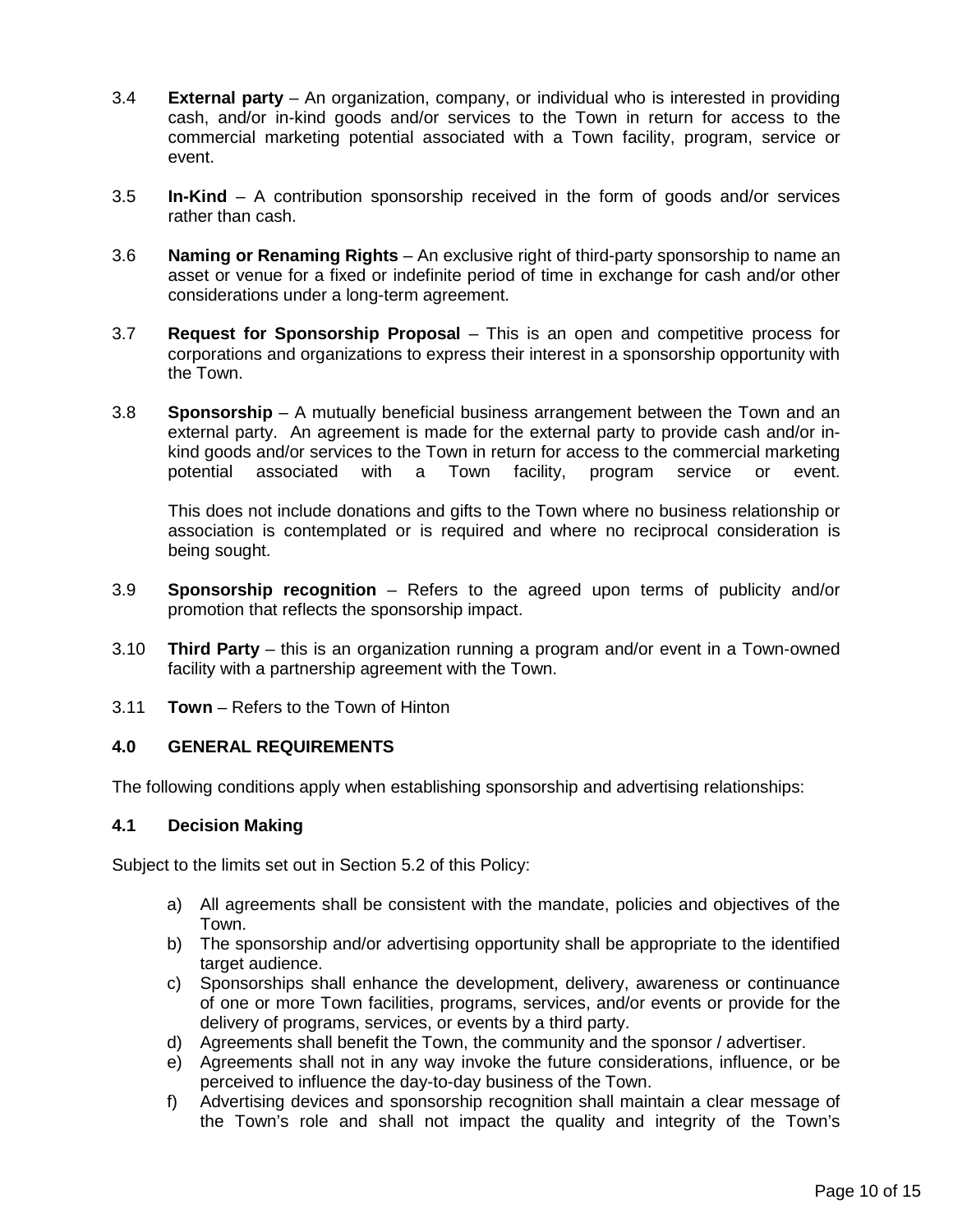3.4 **External party** – An organization, company, or individual who is interested in providing cash, and/or in-kind goods and/or services to the Town in return for access to the commercial marketing potential associated with a Town facility, program, service or event.

3.5 **In-Kind** – A contribution sponsorship received in the form of goods and/or services rather than cash.

3.6 **Naming or Renaming Rights** – An exclusive right of third-party sponsorship to name an asset or venue for a fixed or indefinite period of time in exchange for cash and/or other considerations under a long-term agreement.

3.7 **Request for Sponsorship Proposal** – This is an open and competitive process for corporations and organizations to express their interest in a sponsorship opportunity with the Town.

3.8 **Sponsorship** – A mutually beneficial business arrangement between the Town and an external party. An agreement is made for the external party to provide cash and/or in-kind goods and/or services to the Town in return for access to the commercial marketing potential associated with a Town facility, program service or event.

This does not include donations and gifts to the Town where no business relationship or association is contemplated or is required and where no reciprocal consideration is being sought.

3.9 **Sponsorship recognition** – Refers to the agreed upon terms of publicity and/or promotion that reflects the sponsorship impact.

3.10 **Third Party** – this is an organization running a program and/or event in a Town-owned facility with a partnership agreement with the Town.

3.11 **Town** – Refers to the Town of Hinton

## 4.0 GENERAL REQUIREMENTS

The following conditions apply when establishing sponsorship and advertising relationships:

### 4.1 Decision Making

Subject to the limits set out in Section 5.2 of this Policy:

a) All agreements shall be consistent with the mandate, policies and objectives of the Town.
b) The sponsorship and/or advertising opportunity shall be appropriate to the identified target audience.
c) Sponsorships shall enhance the development, delivery, awareness or continuance of one or more Town facilities, programs, services, and/or events or provide for the delivery of programs, services, or events by a third party.
d) Agreements shall benefit the Town, the community and the sponsor / advertiser.
e) Agreements shall not in any way invoke the future considerations, influence, or be perceived to influence the day-to-day business of the Town.
f) Advertising devices and sponsorship recognition shall maintain a clear message of the Town's role and shall not impact the quality and integrity of the Town's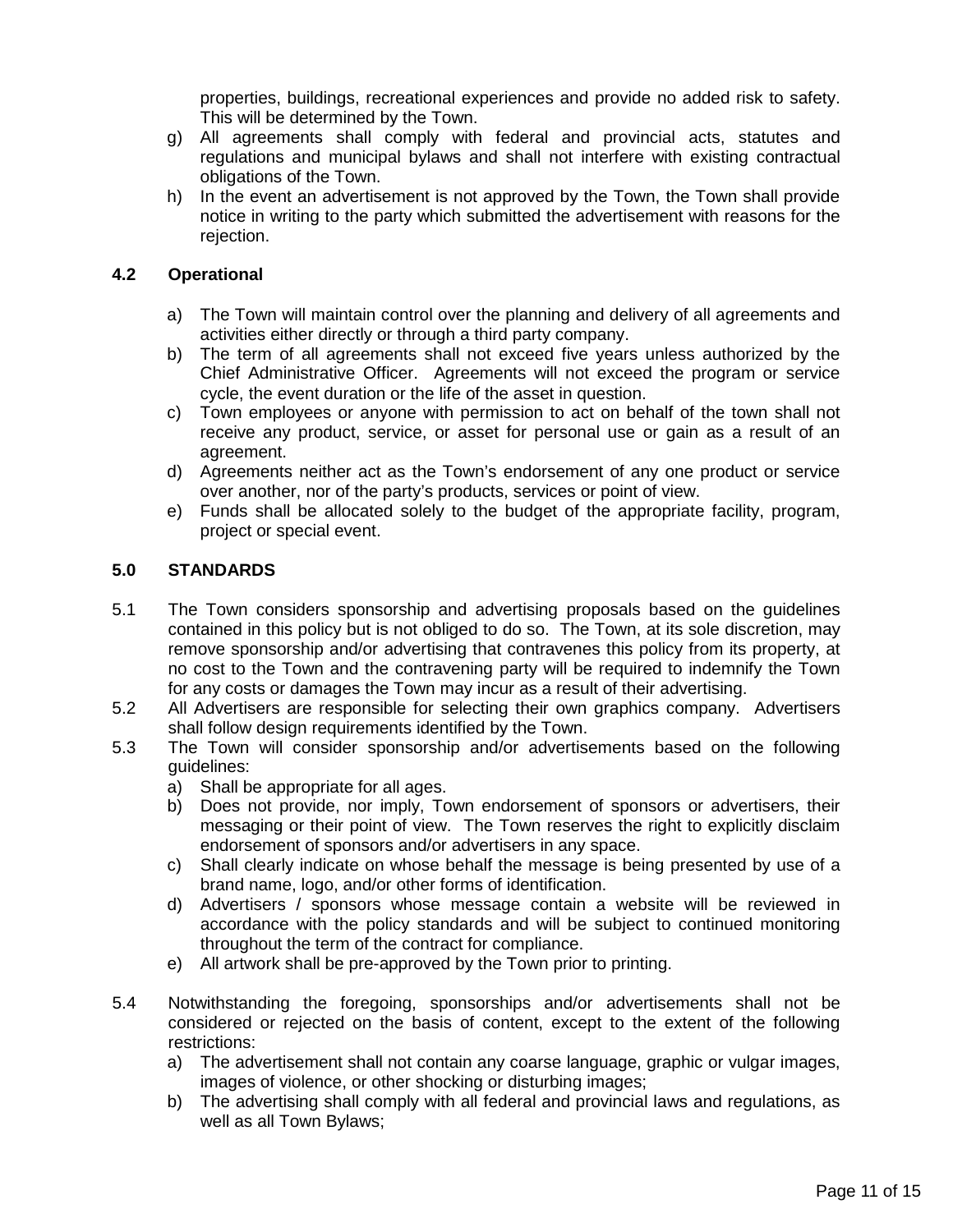properties, buildings, recreational experiences and provide no added risk to safety. This will be determined by the Town.

g) All agreements shall comply with federal and provincial acts, statutes and regulations and municipal bylaws and shall not interfere with existing contractual obligations of the Town.

h) In the event an advertisement is not approved by the Town, the Town shall provide notice in writing to the party which submitted the advertisement with reasons for the rejection.

### 4.2 Operational

a) The Town will maintain control over the planning and delivery of all agreements and activities either directly or through a third party company.

b) The term of all agreements shall not exceed five years unless authorized by the Chief Administrative Officer. Agreements will not exceed the program or service cycle, the event duration or the life of the asset in question.

c) Town employees or anyone with permission to act on behalf of the town shall not receive any product, service, or asset for personal use or gain as a result of an agreement.

d) Agreements neither act as the Town's endorsement of any one product or service over another, nor of the party's products, services or point of view.

e) Funds shall be allocated solely to the budget of the appropriate facility, program, project or special event.

## 5.0 STANDARDS

5.1 The Town considers sponsorship and advertising proposals based on the guidelines contained in this policy but is not obliged to do so. The Town, at its sole discretion, may remove sponsorship and/or advertising that contravenes this policy from its property, at no cost to the Town and the contravening party will be required to indemnify the Town for any costs or damages the Town may incur as a result of their advertising.

5.2 All Advertisers are responsible for selecting their own graphics company. Advertisers shall follow design requirements identified by the Town.

5.3 The Town will consider sponsorship and/or advertisements based on the following guidelines:

a) Shall be appropriate for all ages.

b) Does not provide, nor imply, Town endorsement of sponsors or advertisers, their messaging or their point of view. The Town reserves the right to explicitly disclaim endorsement of sponsors and/or advertisers in any space.

c) Shall clearly indicate on whose behalf the message is being presented by use of a brand name, logo, and/or other forms of identification.

d) Advertisers / sponsors whose message contain a website will be reviewed in accordance with the policy standards and will be subject to continued monitoring throughout the term of the contract for compliance.

e) All artwork shall be pre-approved by the Town prior to printing.

5.4 Notwithstanding the foregoing, sponsorships and/or advertisements shall not be considered or rejected on the basis of content, except to the extent of the following restrictions:

a) The advertisement shall not contain any coarse language, graphic or vulgar images, images of violence, or other shocking or disturbing images;

b) The advertising shall comply with all federal and provincial laws and regulations, as well as all Town Bylaws;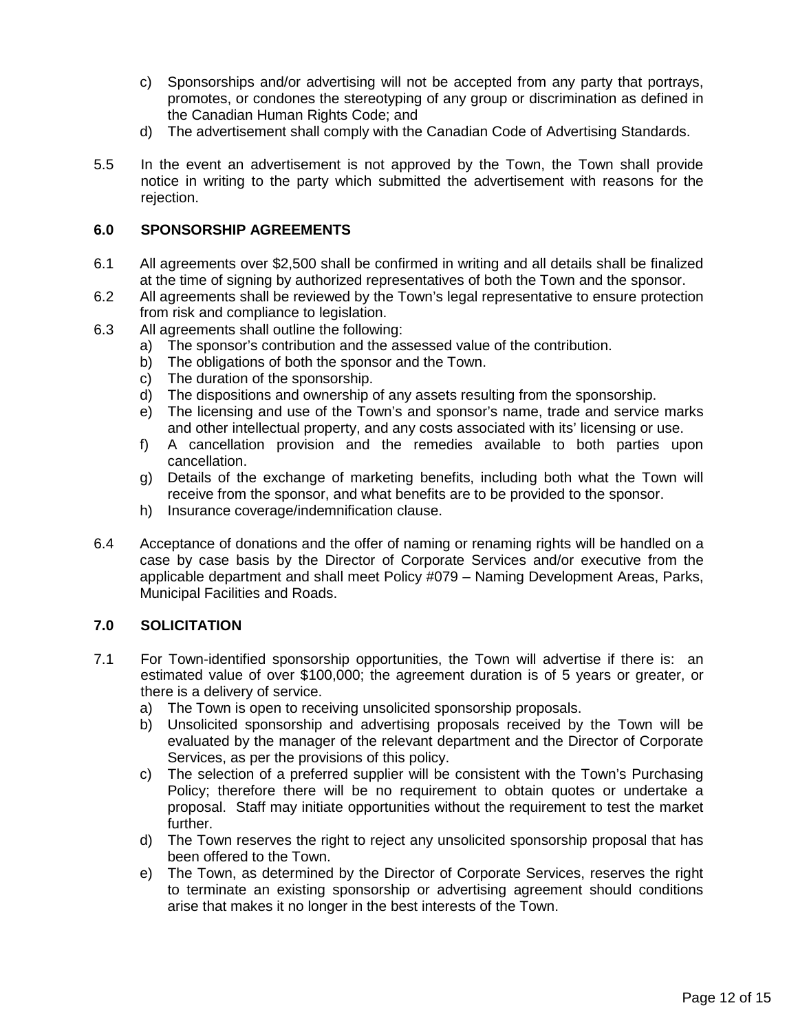c) Sponsorships and/or advertising will not be accepted from any party that portrays, promotes, or condones the stereotyping of any group or discrimination as defined in the Canadian Human Rights Code; and
d) The advertisement shall comply with the Canadian Code of Advertising Standards.

5.5 In the event an advertisement is not approved by the Town, the Town shall provide notice in writing to the party which submitted the advertisement with reasons for the rejection.

## 6.0 SPONSORSHIP AGREEMENTS

6.1 All agreements over $2,500 shall be confirmed in writing and all details shall be finalized at the time of signing by authorized representatives of both the Town and the sponsor.

6.2 All agreements shall be reviewed by the Town's legal representative to ensure protection from risk and compliance to legislation.

6.3 All agreements shall outline the following:
a) The sponsor's contribution and the assessed value of the contribution.
b) The obligations of both the sponsor and the Town.
c) The duration of the sponsorship.
d) The dispositions and ownership of any assets resulting from the sponsorship.
e) The licensing and use of the Town's and sponsor's name, trade and service marks and other intellectual property, and any costs associated with its' licensing or use.
f) A cancellation provision and the remedies available to both parties upon cancellation.
g) Details of the exchange of marketing benefits, including both what the Town will receive from the sponsor, and what benefits are to be provided to the sponsor.
h) Insurance coverage/indemnification clause.

6.4 Acceptance of donations and the offer of naming or renaming rights will be handled on a case by case basis by the Director of Corporate Services and/or executive from the applicable department and shall meet Policy #079 – Naming Development Areas, Parks, Municipal Facilities and Roads.

## 7.0 SOLICITATION

7.1 For Town-identified sponsorship opportunities, the Town will advertise if there is: an estimated value of over $100,000; the agreement duration is of 5 years or greater, or there is a delivery of service.
a) The Town is open to receiving unsolicited sponsorship proposals.
b) Unsolicited sponsorship and advertising proposals received by the Town will be evaluated by the manager of the relevant department and the Director of Corporate Services, as per the provisions of this policy.
c) The selection of a preferred supplier will be consistent with the Town's Purchasing Policy; therefore there will be no requirement to obtain quotes or undertake a proposal. Staff may initiate opportunities without the requirement to test the market further.
d) The Town reserves the right to reject any unsolicited sponsorship proposal that has been offered to the Town.
e) The Town, as determined by the Director of Corporate Services, reserves the right to terminate an existing sponsorship or advertising agreement should conditions arise that makes it no longer in the best interests of the Town.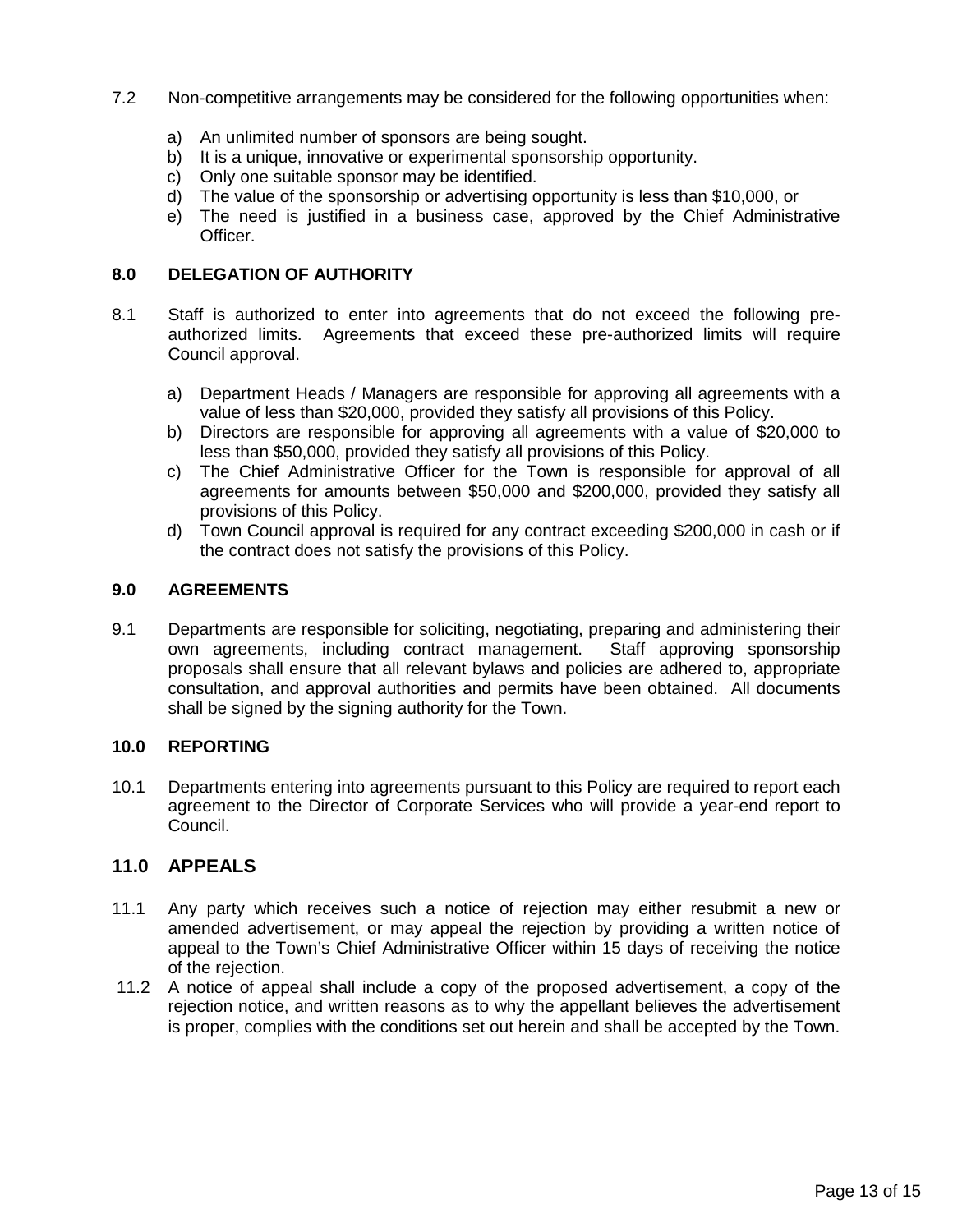7.2 Non-competitive arrangements may be considered for the following opportunities when:

a) An unlimited number of sponsors are being sought.
b) It is a unique, innovative or experimental sponsorship opportunity.
c) Only one suitable sponsor may be identified.
d) The value of the sponsorship or advertising opportunity is less than $10,000, or
e) The need is justified in a business case, approved by the Chief Administrative Officer.

## 8.0 DELEGATION OF AUTHORITY

8.1 Staff is authorized to enter into agreements that do not exceed the following pre-authorized limits. Agreements that exceed these pre-authorized limits will require Council approval.

a) Department Heads / Managers are responsible for approving all agreements with a value of less than $20,000, provided they satisfy all provisions of this Policy.
b) Directors are responsible for approving all agreements with a value of $20,000 to less than $50,000, provided they satisfy all provisions of this Policy.
c) The Chief Administrative Officer for the Town is responsible for approval of all agreements for amounts between $50,000 and $200,000, provided they satisfy all provisions of this Policy.
d) Town Council approval is required for any contract exceeding $200,000 in cash or if the contract does not satisfy the provisions of this Policy.

## 9.0 AGREEMENTS

9.1 Departments are responsible for soliciting, negotiating, preparing and administering their own agreements, including contract management. Staff approving sponsorship proposals shall ensure that all relevant bylaws and policies are adhered to, appropriate consultation, and approval authorities and permits have been obtained. All documents shall be signed by the signing authority for the Town.

## 10.0 REPORTING

10.1 Departments entering into agreements pursuant to this Policy are required to report each agreement to the Director of Corporate Services who will provide a year-end report to Council.

## 11.0 APPEALS

11.1 Any party which receives such a notice of rejection may either resubmit a new or amended advertisement, or may appeal the rejection by providing a written notice of appeal to the Town's Chief Administrative Officer within 15 days of receiving the notice of the rejection.

11.2 A notice of appeal shall include a copy of the proposed advertisement, a copy of the rejection notice, and written reasons as to why the appellant believes the advertisement is proper, complies with the conditions set out herein and shall be accepted by the Town.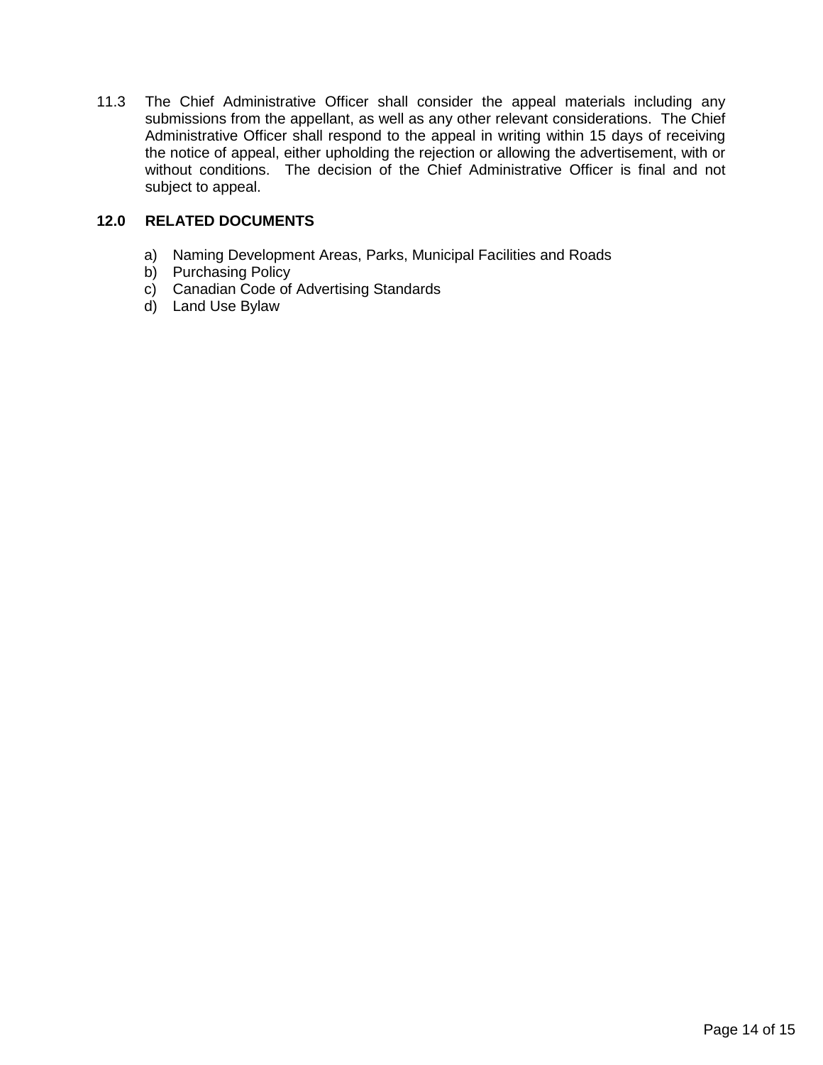11.3 The Chief Administrative Officer shall consider the appeal materials including any submissions from the appellant, as well as any other relevant considerations. The Chief Administrative Officer shall respond to the appeal in writing within 15 days of receiving the notice of appeal, either upholding the rejection or allowing the advertisement, with or without conditions. The decision of the Chief Administrative Officer is final and not subject to appeal.

## 12.0 RELATED DOCUMENTS

a) Naming Development Areas, Parks, Municipal Facilities and Roads
b) Purchasing Policy
c) Canadian Code of Advertising Standards
d) Land Use Bylaw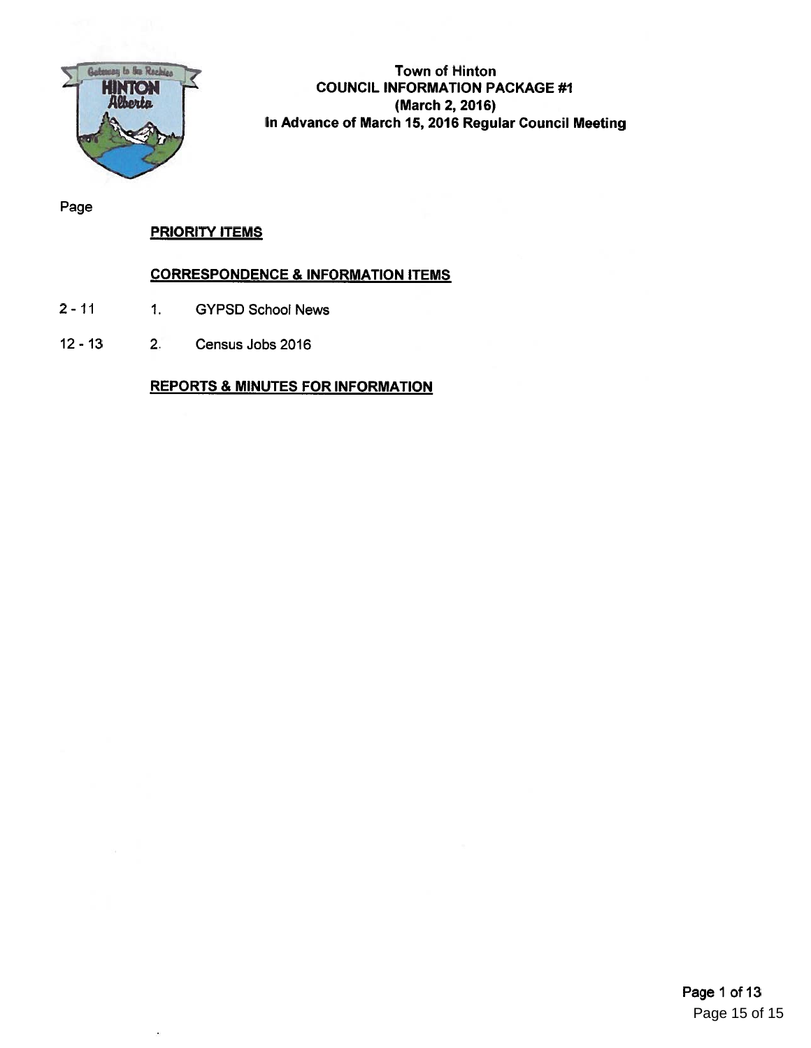# Town of Hinton
## COUNCIL INFORMATION PACKAGE #1
## (March 2, 2016)
## In Advance of March 15, 2016 Regular Council Meeting

| Page | | |
|---|---|---|
| | | **PRIORITY ITEMS** |
| | | **CORRESPONDENCE & INFORMATION ITEMS** |
| 2 - 11 | 1. | GYPSD School News |
| 12 - 13 | 2. | Census Jobs 2016 |
| | | **REPORTS & MINUTES FOR INFORMATION** |